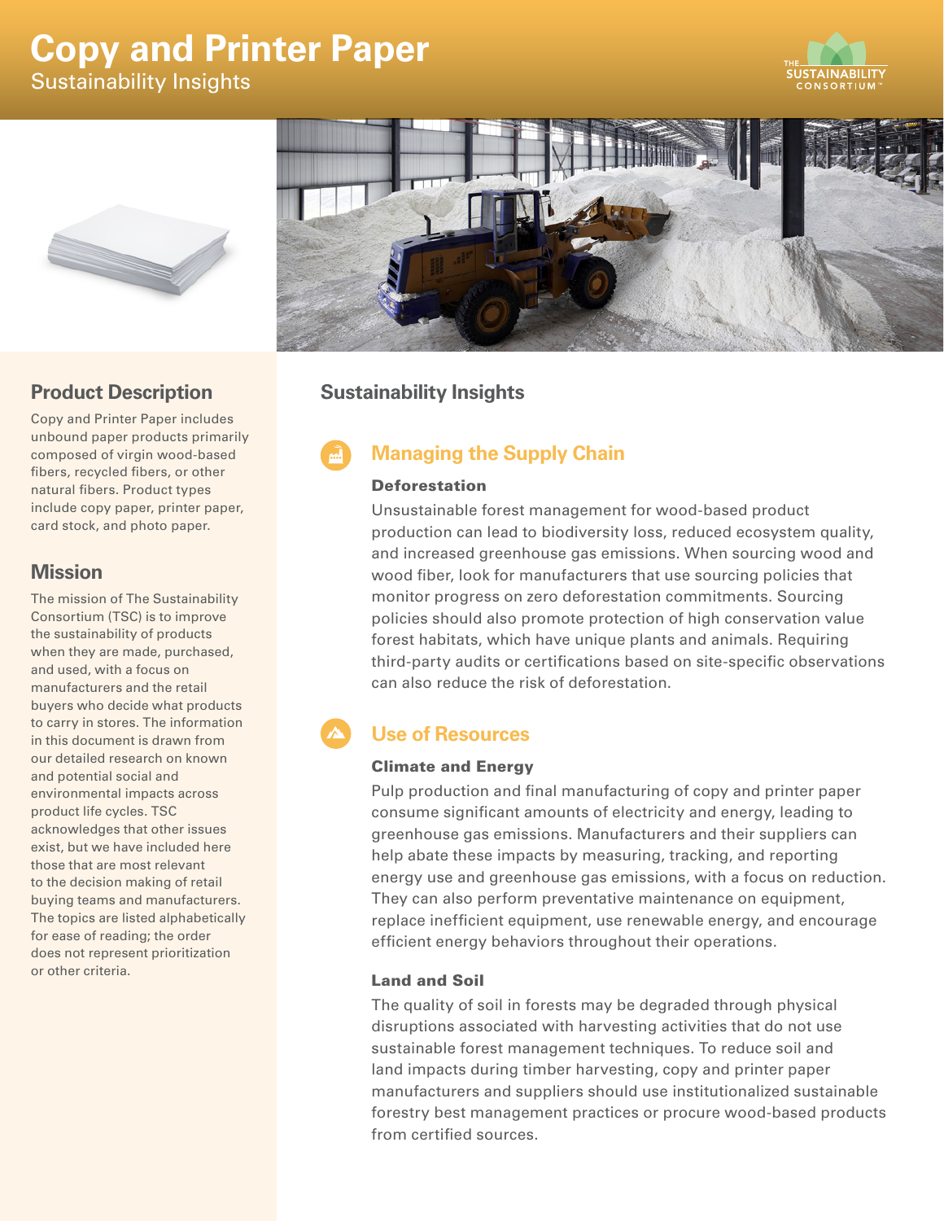# Copy and Printer Paper

Sustainability Insights

## Product Description

Copy and Printer Paper includes unbound paper products primarily composed of virgin wood-based fibers, recycled fibers, or other natural fibers. Product types include copy paper, printer paper, card stock, and photo paper.

## Mission

The mission of The Sustainability Consortium (TSC) is to improve the sustainability of products when they are made, purchased, and used, with a focus on manufacturers and the retail buyers who decide what products to carry in stores. The information in this document is drawn from our detailed research on known and potential social and environmental impacts across product life cycles. TSC acknowledges that other issues exist, but we have included here those that are most relevant to the decision making of retail buying teams and manufacturers. The topics are listed alphabetically for ease of reading; the order does not represent prioritization or other criteria.

## Sustainability Insights

### Managing the Supply Chain

**Deforestation**

Unsustainable forest management for wood-based product production can lead to biodiversity loss, reduced ecosystem quality, and increased greenhouse gas emissions. When sourcing wood and wood fiber, look for manufacturers that use sourcing policies that monitor progress on zero deforestation commitments. Sourcing policies should also promote protection of high conservation value forest habitats, which have unique plants and animals. Requiring third-party audits or certifications based on site-specific observations can also reduce the risk of deforestation.

### Use of Resources

**Climate and Energy**

Pulp production and final manufacturing of copy and printer paper consume significant amounts of electricity and energy, leading to greenhouse gas emissions. Manufacturers and their suppliers can help abate these impacts by measuring, tracking, and reporting energy use and greenhouse gas emissions, with a focus on reduction. They can also perform preventative maintenance on equipment, replace inefficient equipment, use renewable energy, and encourage efficient energy behaviors throughout their operations.

**Land and Soil**

The quality of soil in forests may be degraded through physical disruptions associated with harvesting activities that do not use sustainable forest management techniques. To reduce soil and land impacts during timber harvesting, copy and printer paper manufacturers and suppliers should use institutionalized sustainable forestry best management practices or procure wood-based products from certified sources.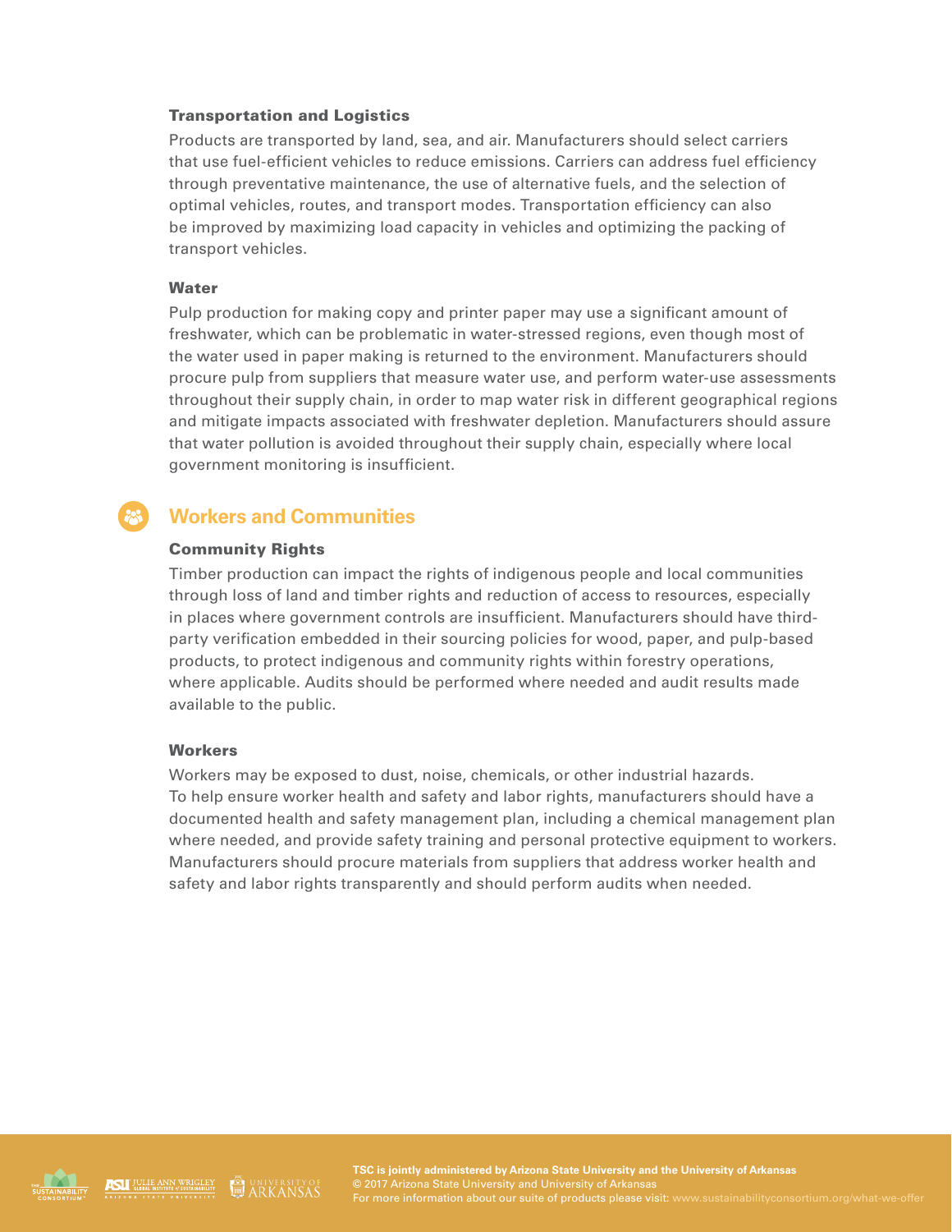### Transportation and Logistics

Products are transported by land, sea, and air. Manufacturers should select carriers that use fuel-efficient vehicles to reduce emissions. Carriers can address fuel efficiency through preventative maintenance, the use of alternative fuels, and the selection of optimal vehicles, routes, and transport modes. Transportation efficiency can also be improved by maximizing load capacity in vehicles and optimizing the packing of transport vehicles.

### Water

Pulp production for making copy and printer paper may use a significant amount of freshwater, which can be problematic in water-stressed regions, even though most of the water used in paper making is returned to the environment. Manufacturers should procure pulp from suppliers that measure water use, and perform water-use assessments throughout their supply chain, in order to map water risk in different geographical regions and mitigate impacts associated with freshwater depletion. Manufacturers should assure that water pollution is avoided throughout their supply chain, especially where local government monitoring is insufficient.

## Workers and Communities

### Community Rights

Timber production can impact the rights of indigenous people and local communities through loss of land and timber rights and reduction of access to resources, especially in places where government controls are insufficient. Manufacturers should have third-party verification embedded in their sourcing policies for wood, paper, and pulp-based products, to protect indigenous and community rights within forestry operations, where applicable. Audits should be performed where needed and audit results made available to the public.

### Workers

Workers may be exposed to dust, noise, chemicals, or other industrial hazards. To help ensure worker health and safety and labor rights, manufacturers should have a documented health and safety management plan, including a chemical management plan where needed, and provide safety training and personal protective equipment to workers. Manufacturers should procure materials from suppliers that address worker health and safety and labor rights transparently and should perform audits when needed.

**TSC is jointly administered by Arizona State University and the University of Arkansas**
© 2017 Arizona State University and University of Arkansas
For more information about our suite of products please visit: www.sustainabilityconsortium.org/what-we-offer